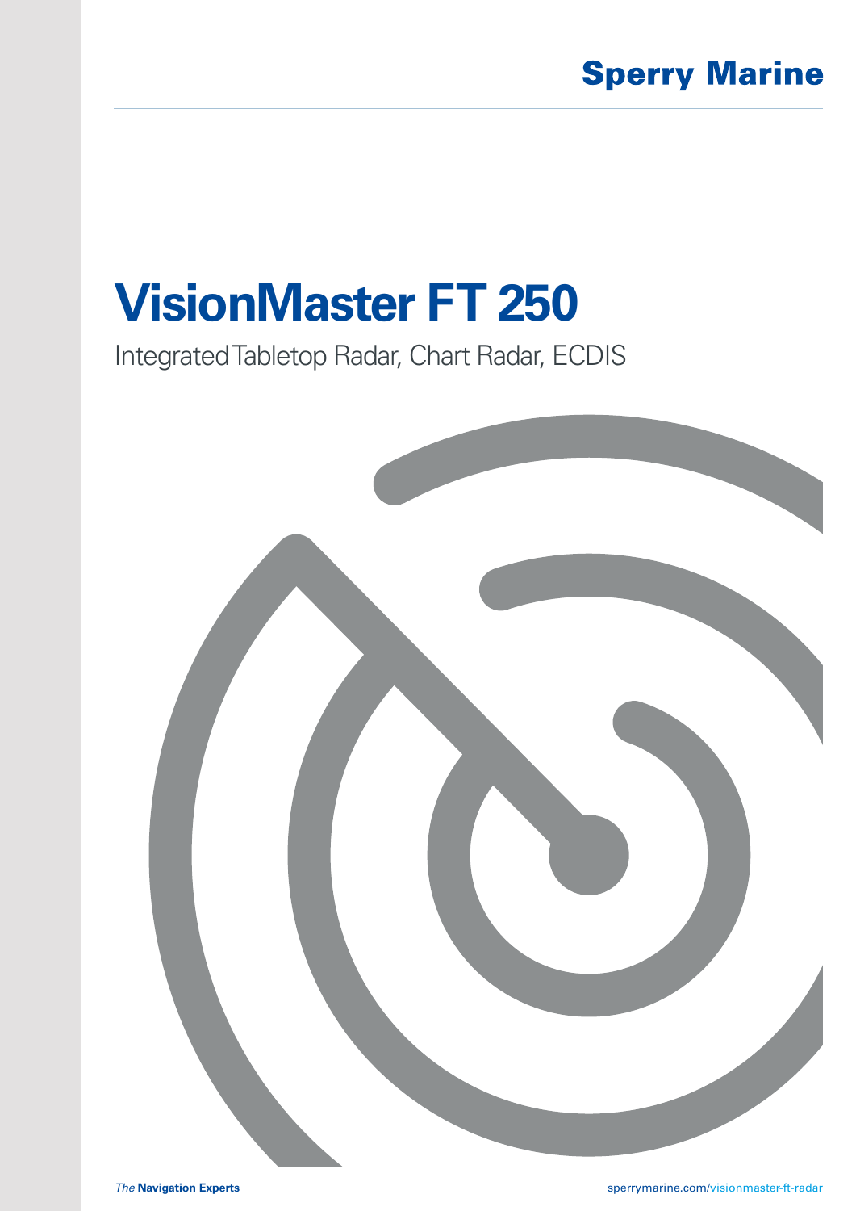Sperry Marine

# VisionMaster FT 250

Integrated Tabletop Radar, Chart Radar, ECDIS

*The* **Navigation Experts**

sperrymarine.com/visionmaster-ft-radar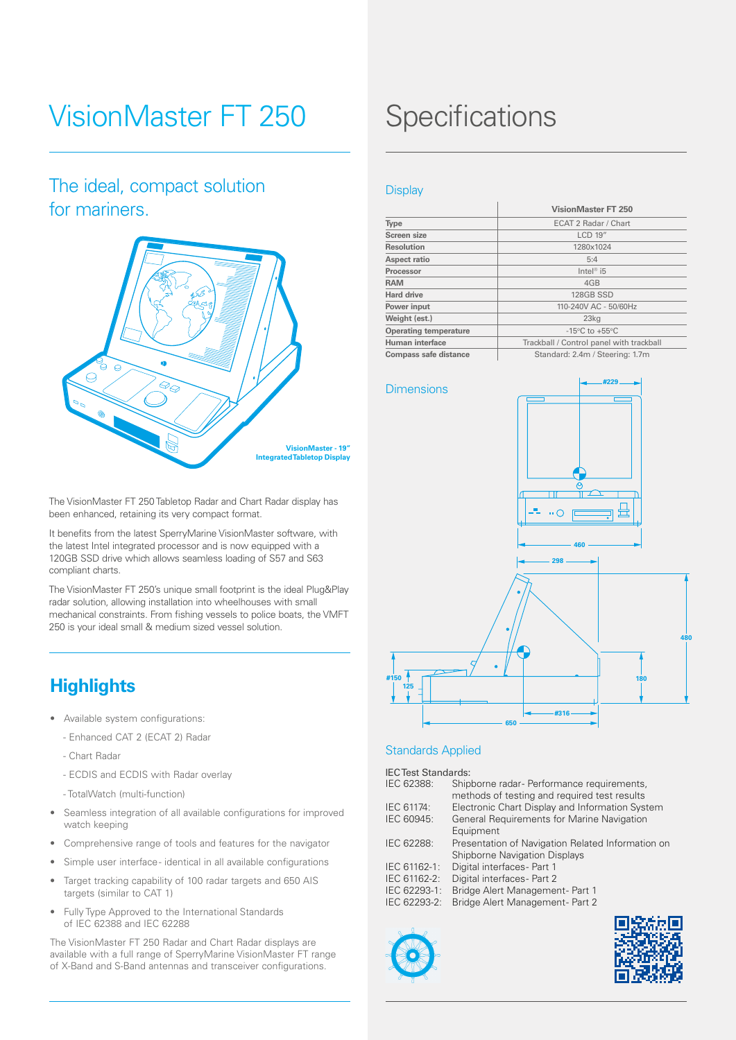# VisionMaster FT 250

## The ideal, compact solution for mariners.

VisionMaster - 19" Integrated Tabletop Display

The VisionMaster FT 250 Tabletop Radar and Chart Radar display has been enhanced, retaining its very compact format.

It benefits from the latest SperryMarine VisionMaster software, with the latest Intel integrated processor and is now equipped with a 120GB SSD drive which allows seamless loading of S57 and S63 compliant charts.

The VisionMaster FT 250's unique small footprint is the ideal Plug&Play radar solution, allowing installation into wheelhouses with small mechanical constraints. From fishing vessels to police boats, the VMFT 250 is your ideal small & medium sized vessel solution.

## Highlights

- Available system configurations:
  - Enhanced CAT 2 (ECAT 2) Radar
  - Chart Radar
  - ECDIS and ECDIS with Radar overlay
  - TotalWatch (multi-function)
- Seamless integration of all available configurations for improved watch keeping
- Comprehensive range of tools and features for the navigator
- Simple user interface- identical in all available configurations
- Target tracking capability of 100 radar targets and 650 AIS targets (similar to CAT 1)
- Fully Type Approved to the International Standards of IEC 62388 and IEC 62288

The VisionMaster FT 250 Radar and Chart Radar displays are available with a full range of SperryMarine VisionMaster FT range of X-Band and S-Band antennas and transceiver configurations.

# Specifications

## Display

| | VisionMaster FT 250 |
|---|---|
| **Type** | ECAT 2 Radar / Chart |
| **Screen size** | LCD 19" |
| **Resolution** | 1280x1024 |
| **Aspect ratio** | 5:4 |
| **Processor** | Intel® i5 |
| **RAM** | 4GB |
| **Hard drive** | 128GB SSD |
| **Power input** | 110-240V AC - 50/60Hz |
| **Weight (est.)** | 23kg |
| **Operating temperature** | -15°C to +55°C |
| **Human interface** | Trackball / Control panel with trackball |
| **Compass safe distance** | Standard: 2.4m / Steering: 1.7m |

## Dimensions

#229
460
298
480
#150
125
180
#316
650

## Standards Applied

IEC Test Standards:

| | |
|---|---|
| IEC 62388: | Shipborne radar- Performance requirements, methods of testing and required test results |
| IEC 61174: | Electronic Chart Display and Information System |
| IEC 60945: | General Requirements for Marine Navigation Equipment |
| IEC 62288: | Presentation of Navigation Related Information on Shipborne Navigation Displays |
| IEC 61162-1: | Digital interfaces- Part 1 |
| IEC 61162-2: | Digital interfaces- Part 2 |
| IEC 62293-1: | Bridge Alert Management- Part 1 |
| IEC 62293-2: | Bridge Alert Management- Part 2 |